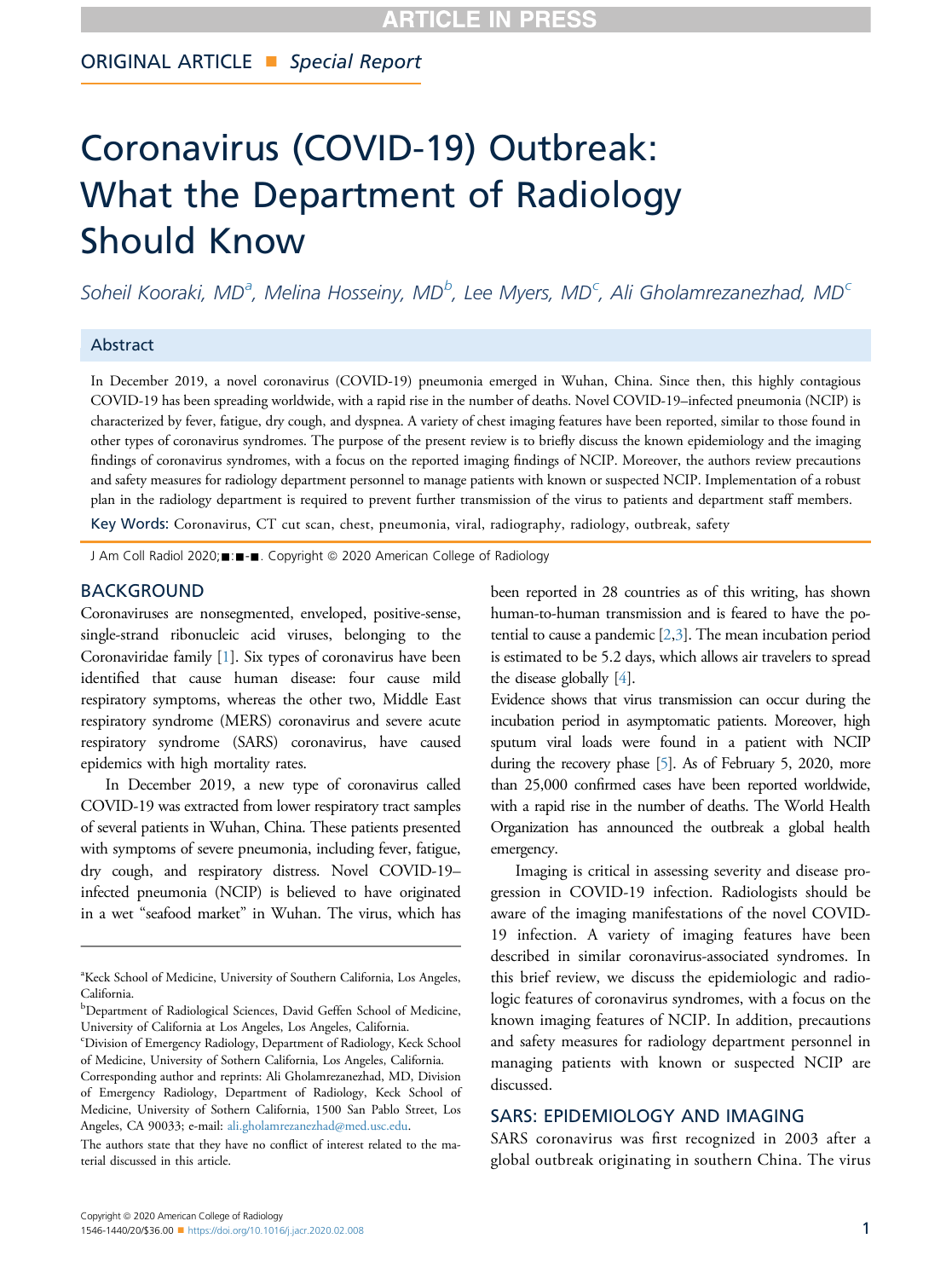ORIGINAL ARTICLE ■ *Special Report*

# Coronavirus (COVID-19) Outbreak: What the Department of Radiology Should Know

*Soheil Kooraki, MD[a], Melina Hosseiny, MD[b], Lee Myers, MD[c], Ali Gholamrezanezhad, MD[c]*

## Abstract

In December 2019, a novel coronavirus (COVID-19) pneumonia emerged in Wuhan, China. Since then, this highly contagious COVID-19 has been spreading worldwide, with a rapid rise in the number of deaths. Novel COVID-19–infected pneumonia (NCIP) is characterized by fever, fatigue, dry cough, and dyspnea. A variety of chest imaging features have been reported, similar to those found in other types of coronavirus syndromes. The purpose of the present review is to briefly discuss the known epidemiology and the imaging findings of coronavirus syndromes, with a focus on the reported imaging findings of NCIP. Moreover, the authors review precautions and safety measures for radiology department personnel to manage patients with known or suspected NCIP. Implementation of a robust plan in the radiology department is required to prevent further transmission of the virus to patients and department staff members.

**Key Words:** Coronavirus, CT cut scan, chest, pneumonia, viral, radiography, radiology, outbreak, safety

J Am Coll Radiol 2020;■:■-■. Copyright © 2020 American College of Radiology

## BACKGROUND

Coronaviruses are nonsegmented, enveloped, positive-sense, single-strand ribonucleic acid viruses, belonging to the Coronaviridae family [1]. Six types of coronavirus have been identified that cause human disease: four cause mild respiratory symptoms, whereas the other two, Middle East respiratory syndrome (MERS) coronavirus and severe acute respiratory syndrome (SARS) coronavirus, have caused epidemics with high mortality rates.

In December 2019, a new type of coronavirus called COVID-19 was extracted from lower respiratory tract samples of several patients in Wuhan, China. These patients presented with symptoms of severe pneumonia, including fever, fatigue, dry cough, and respiratory distress. Novel COVID-19–infected pneumonia (NCIP) is believed to have originated in a wet "seafood market" in Wuhan. The virus, which has been reported in 28 countries as of this writing, has shown human-to-human transmission and is feared to have the potential to cause a pandemic [2,3]. The mean incubation period is estimated to be 5.2 days, which allows air travelers to spread the disease globally [4].

Evidence shows that virus transmission can occur during the incubation period in asymptomatic patients. Moreover, high sputum viral loads were found in a patient with NCIP during the recovery phase [5]. As of February 5, 2020, more than 25,000 confirmed cases have been reported worldwide, with a rapid rise in the number of deaths. The World Health Organization has announced the outbreak a global health emergency.

Imaging is critical in assessing severity and disease progression in COVID-19 infection. Radiologists should be aware of the imaging manifestations of the novel COVID-19 infection. A variety of imaging features have been described in similar coronavirus-associated syndromes. In this brief review, we discuss the epidemiologic and radiologic features of coronavirus syndromes, with a focus on the known imaging features of NCIP. In addition, precautions and safety measures for radiology department personnel in managing patients with known or suspected NCIP are discussed.

## SARS: EPIDEMIOLOGY AND IMAGING

SARS coronavirus was first recognized in 2003 after a global outbreak originating in southern China. The virus

---

[a]Keck School of Medicine, University of Southern California, Los Angeles, California.

[b]Department of Radiological Sciences, David Geffen School of Medicine, University of California at Los Angeles, Los Angeles, California.

[c]Division of Emergency Radiology, Department of Radiology, Keck School of Medicine, University of Sothern California, Los Angeles, California.

Corresponding author and reprints: Ali Gholamrezanezhad, MD, Division of Emergency Radiology, Department of Radiology, Keck School of Medicine, University of Sothern California, 1500 San Pablo Street, Los Angeles, CA 90033; e-mail: ali.gholamrezanezhad@med.usc.edu.

The authors state that they have no conflict of interest related to the material discussed in this article.

Copyright © 2020 American College of Radiology
1546-1440/20/$36.00 ■ https://doi.org/10.1016/j.jacr.2020.02.008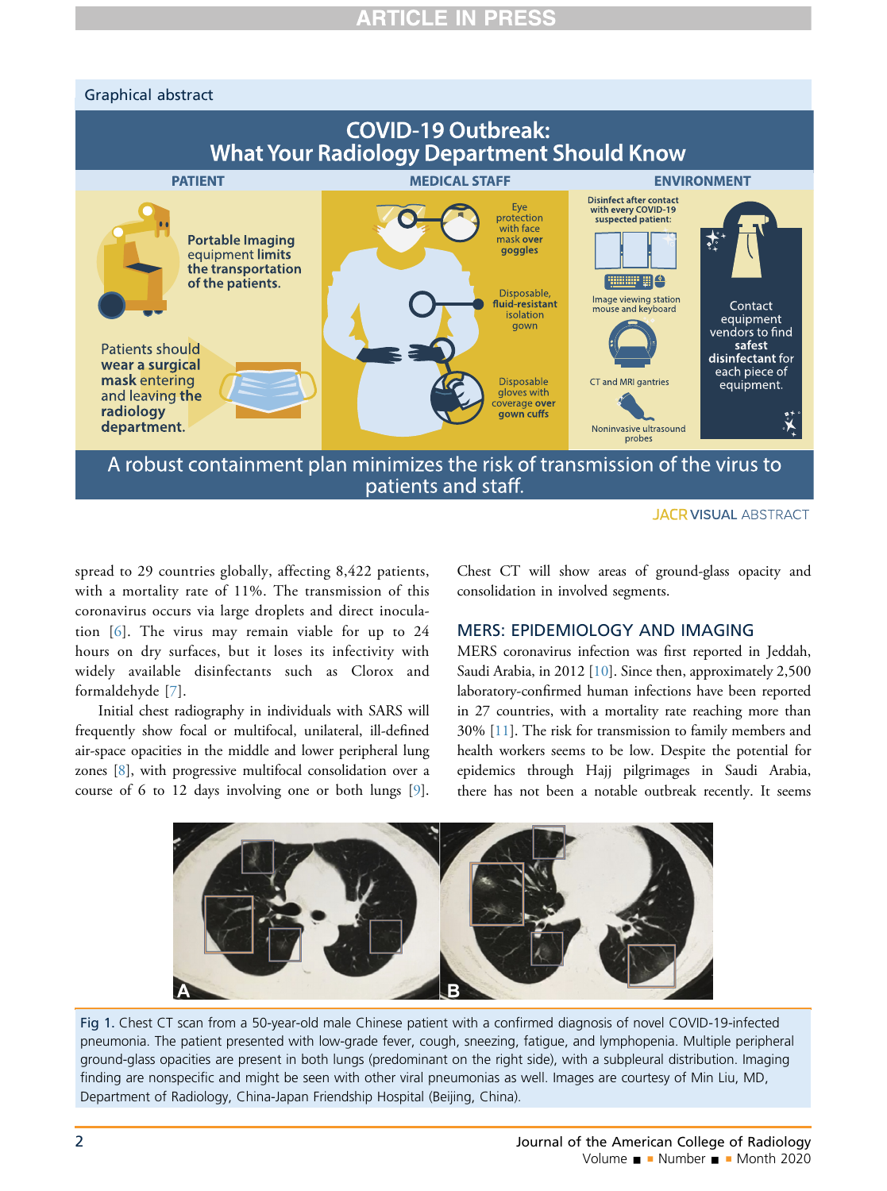Graphical abstract

# COVID-19 Outbreak: What Your Radiology Department Should Know

**PATIENT**

**Portable Imaging** equipment **limits the transportation of the patients.**

Patients should **wear a surgical mask** entering and leaving **the radiology department.**

**MEDICAL STAFF**

Eye protection with face mask **over goggles**

Disposable, **fluid-resistant** isolation gown

Disposable gloves with coverage **over gown cuffs**

**ENVIRONMENT**

**Disinfect after contact with every COVID-19 suspected patient:**

Image viewing station mouse and keyboard

CT and MRI gantries

Noninvasive ultrasound probes

Contact equipment vendors to find **safest disinfectant** for each piece of equipment.

A robust containment plan minimizes the risk of transmission of the virus to patients and staff.

JACR VISUAL ABSTRACT

spread to 29 countries globally, affecting 8,422 patients, with a mortality rate of 11%. The transmission of this coronavirus occurs via large droplets and direct inoculation [6]. The virus may remain viable for up to 24 hours on dry surfaces, but it loses its infectivity with widely available disinfectants such as Clorox and formaldehyde [7].

Initial chest radiography in individuals with SARS will frequently show focal or multifocal, unilateral, ill-defined air-space opacities in the middle and lower peripheral lung zones [8], with progressive multifocal consolidation over a course of 6 to 12 days involving one or both lungs [9]. Chest CT will show areas of ground-glass opacity and consolidation in involved segments.

## MERS: EPIDEMIOLOGY AND IMAGING

MERS coronavirus infection was first reported in Jeddah, Saudi Arabia, in 2012 [10]. Since then, approximately 2,500 laboratory-confirmed human infections have been reported in 27 countries, with a mortality rate reaching more than 30% [11]. The risk for transmission to family members and health workers seems to be low. Despite the potential for epidemics through Hajj pilgrimages in Saudi Arabia, there has not been a notable outbreak recently. It seems

Fig 1. Chest CT scan from a 50-year-old male Chinese patient with a confirmed diagnosis of novel COVID-19-infected pneumonia. The patient presented with low-grade fever, cough, sneezing, fatigue, and lymphopenia. Multiple peripheral ground-glass opacities are present in both lungs (predominant on the right side), with a subpleural distribution. Imaging finding are nonspecific and might be seen with other viral pneumonias as well. Images are courtesy of Min Liu, MD, Department of Radiology, China-Japan Friendship Hospital (Beijing, China).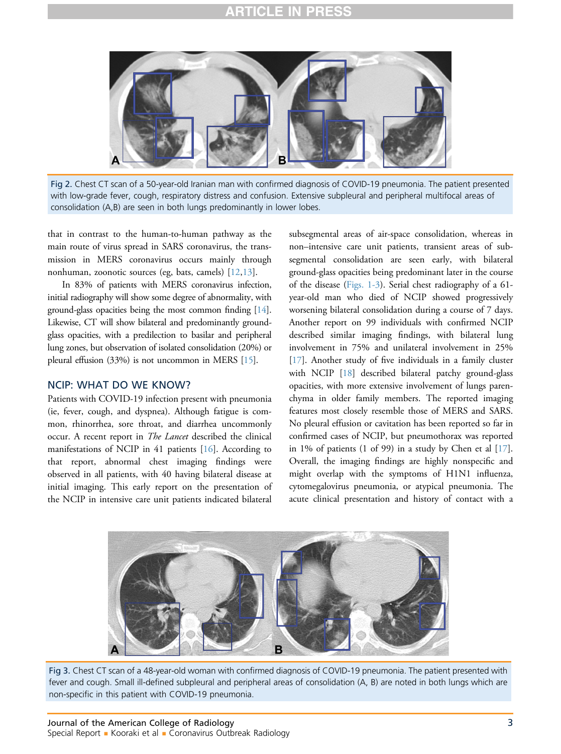Fig 2. Chest CT scan of a 50-year-old Iranian man with confirmed diagnosis of COVID-19 pneumonia. The patient presented with low-grade fever, cough, respiratory distress and confusion. Extensive subpleural and peripheral multifocal areas of consolidation (A,B) are seen in both lungs predominantly in lower lobes.

that in contrast to the human-to-human pathway as the main route of virus spread in SARS coronavirus, the transmission in MERS coronavirus occurs mainly through nonhuman, zoonotic sources (eg, bats, camels) [12,13].

In 83% of patients with MERS coronavirus infection, initial radiography will show some degree of abnormality, with ground-glass opacities being the most common finding [14]. Likewise, CT will show bilateral and predominantly ground-glass opacities, with a predilection to basilar and peripheral lung zones, but observation of isolated consolidation (20%) or pleural effusion (33%) is not uncommon in MERS [15].

## NCIP: WHAT DO WE KNOW?

Patients with COVID-19 infection present with pneumonia (ie, fever, cough, and dyspnea). Although fatigue is common, rhinorrhea, sore throat, and diarrhea uncommonly occur. A recent report in *The Lancet* described the clinical manifestations of NCIP in 41 patients [16]. According to that report, abnormal chest imaging findings were observed in all patients, with 40 having bilateral disease at initial imaging. This early report on the presentation of the NCIP in intensive care unit patients indicated bilateral subsegmental areas of air-space consolidation, whereas in non–intensive care unit patients, transient areas of subsegmental consolidation are seen early, with bilateral ground-glass opacities being predominant later in the course of the disease (Figs. 1-3). Serial chest radiography of a 61-year-old man who died of NCIP showed progressively worsening bilateral consolidation during a course of 7 days. Another report on 99 individuals with confirmed NCIP described similar imaging findings, with bilateral lung involvement in 75% and unilateral involvement in 25% [17]. Another study of five individuals in a family cluster with NCIP [18] described bilateral patchy ground-glass opacities, with more extensive involvement of lungs parenchyma in older family members. The reported imaging features most closely resemble those of MERS and SARS. No pleural effusion or cavitation has been reported so far in confirmed cases of NCIP, but pneumothorax was reported in 1% of patients (1 of 99) in a study by Chen et al [17]. Overall, the imaging findings are highly nonspecific and might overlap with the symptoms of H1N1 influenza, cytomegalovirus pneumonia, or atypical pneumonia. The acute clinical presentation and history of contact with a

Fig 3. Chest CT scan of a 48-year-old woman with confirmed diagnosis of COVID-19 pneumonia. The patient presented with fever and cough. Small ill-defined subpleural and peripheral areas of consolidation (A, B) are noted in both lungs which are non-specific in this patient with COVID-19 pneumonia.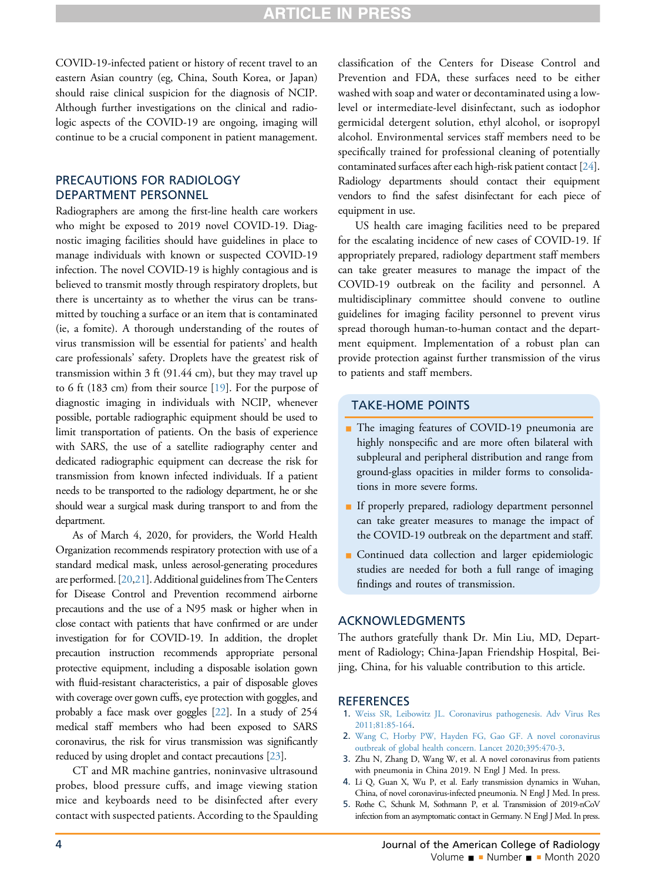COVID-19-infected patient or history of recent travel to an eastern Asian country (eg, China, South Korea, or Japan) should raise clinical suspicion for the diagnosis of NCIP. Although further investigations on the clinical and radiologic aspects of the COVID-19 are ongoing, imaging will continue to be a crucial component in patient management.

## PRECAUTIONS FOR RADIOLOGY DEPARTMENT PERSONNEL

Radiographers are among the first-line health care workers who might be exposed to 2019 novel COVID-19. Diagnostic imaging facilities should have guidelines in place to manage individuals with known or suspected COVID-19 infection. The novel COVID-19 is highly contagious and is believed to transmit mostly through respiratory droplets, but there is uncertainty as to whether the virus can be transmitted by touching a surface or an item that is contaminated (ie, a fomite). A thorough understanding of the routes of virus transmission will be essential for patients' and health care professionals' safety. Droplets have the greatest risk of transmission within 3 ft (91.44 cm), but they may travel up to 6 ft (183 cm) from their source [19]. For the purpose of diagnostic imaging in individuals with NCIP, whenever possible, portable radiographic equipment should be used to limit transportation of patients. On the basis of experience with SARS, the use of a satellite radiography center and dedicated radiographic equipment can decrease the risk for transmission from known infected individuals. If a patient needs to be transported to the radiology department, he or she should wear a surgical mask during transport to and from the department.

As of March 4, 2020, for providers, the World Health Organization recommends respiratory protection with use of a standard medical mask, unless aerosol-generating procedures are performed. [20,21]. Additional guidelines from The Centers for Disease Control and Prevention recommend airborne precautions and the use of a N95 mask or higher when in close contact with patients that have confirmed or are under investigation for for COVID-19. In addition, the droplet precaution instruction recommends appropriate personal protective equipment, including a disposable isolation gown with fluid-resistant characteristics, a pair of disposable gloves with coverage over gown cuffs, eye protection with goggles, and probably a face mask over goggles [22]. In a study of 254 medical staff members who had been exposed to SARS coronavirus, the risk for virus transmission was significantly reduced by using droplet and contact precautions [23].

CT and MR machine gantries, noninvasive ultrasound probes, blood pressure cuffs, and image viewing station mice and keyboards need to be disinfected after every contact with suspected patients. According to the Spaulding classification of the Centers for Disease Control and Prevention and FDA, these surfaces need to be either washed with soap and water or decontaminated using a low-level or intermediate-level disinfectant, such as iodophor germicidal detergent solution, ethyl alcohol, or isopropyl alcohol. Environmental services staff members need to be specifically trained for professional cleaning of potentially contaminated surfaces after each high-risk patient contact [24]. Radiology departments should contact their equipment vendors to find the safest disinfectant for each piece of equipment in use.

US health care imaging facilities need to be prepared for the escalating incidence of new cases of COVID-19. If appropriately prepared, radiology department staff members can take greater measures to manage the impact of the COVID-19 outbreak on the facility and personnel. A multidisciplinary committee should convene to outline guidelines for imaging facility personnel to prevent virus spread thorough human-to-human contact and the department equipment. Implementation of a robust plan can provide protection against further transmission of the virus to patients and staff members.

## TAKE-HOME POINTS

- The imaging features of COVID-19 pneumonia are highly nonspecific and are more often bilateral with subpleural and peripheral distribution and range from ground-glass opacities in milder forms to consolidations in more severe forms.
- If properly prepared, radiology department personnel can take greater measures to manage the impact of the COVID-19 outbreak on the department and staff.
- Continued data collection and larger epidemiologic studies are needed for both a full range of imaging findings and routes of transmission.

## ACKNOWLEDGMENTS

The authors gratefully thank Dr. Min Liu, MD, Department of Radiology; China-Japan Friendship Hospital, Beijing, China, for his valuable contribution to this article.

## REFERENCES

1. Weiss SR, Leibowitz JL. Coronavirus pathogenesis. Adv Virus Res 2011;81:85-164.
2. Wang C, Horby PW, Hayden FG, Gao GF. A novel coronavirus outbreak of global health concern. Lancet 2020;395:470-3.
3. Zhu N, Zhang D, Wang W, et al. A novel coronavirus from patients with pneumonia in China 2019. N Engl J Med. In press.
4. Li Q, Guan X, Wu P, et al. Early transmission dynamics in Wuhan, China, of novel coronavirus-infected pneumonia. N Engl J Med. In press.
5. Rothe C, Schunk M, Sothmann P, et al. Transmission of 2019-nCoV infection from an asymptomatic contact in Germany. N Engl J Med. In press.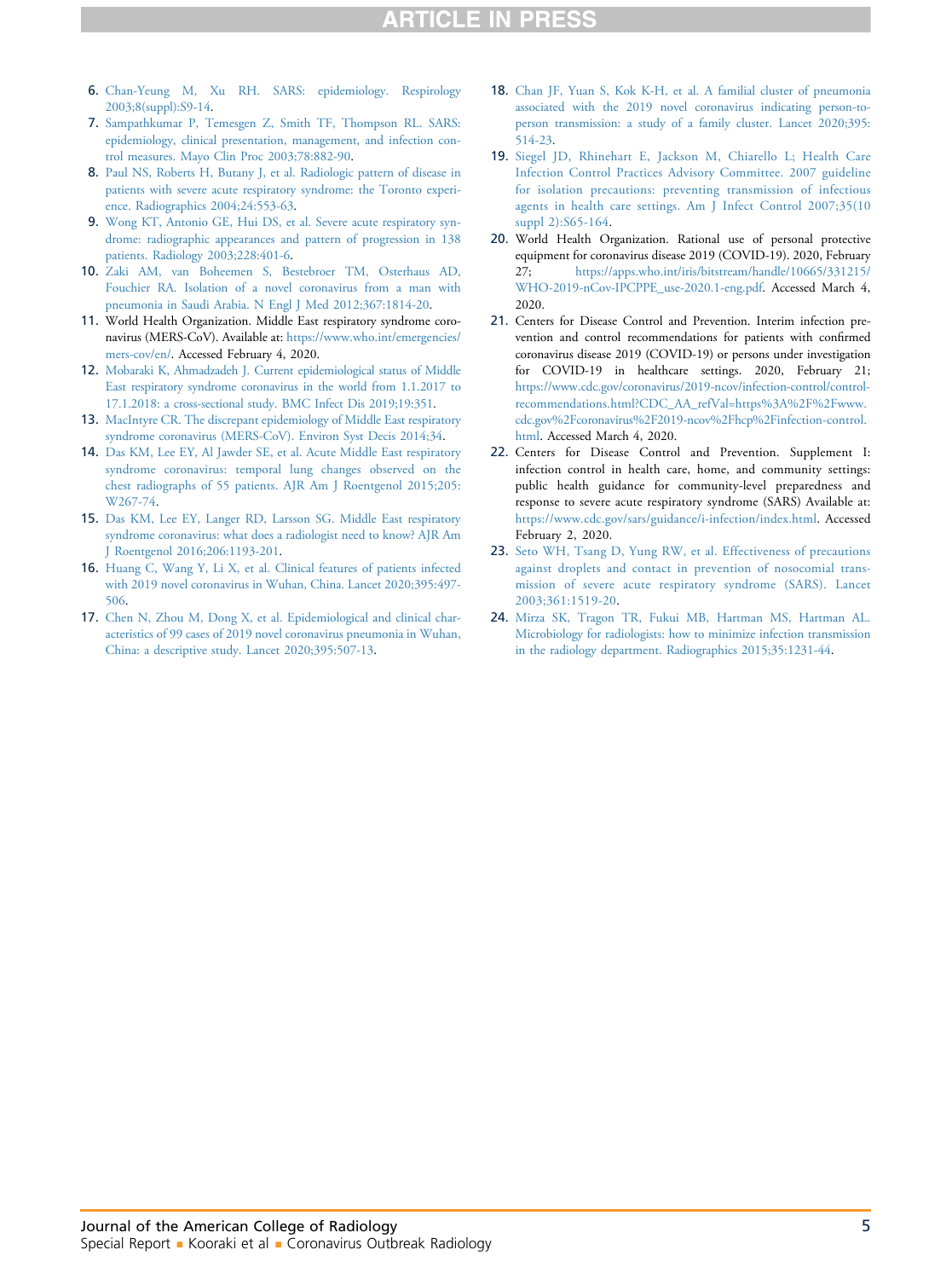6. Chan-Yeung M, Xu RH. SARS: epidemiology. Respirology 2003;8(suppl):S9-14.
7. Sampathkumar P, Temesgen Z, Smith TF, Thompson RL. SARS: epidemiology, clinical presentation, management, and infection control measures. Mayo Clin Proc 2003;78:882-90.
8. Paul NS, Roberts H, Butany J, et al. Radiologic pattern of disease in patients with severe acute respiratory syndrome: the Toronto experience. Radiographics 2004;24:553-63.
9. Wong KT, Antonio GE, Hui DS, et al. Severe acute respiratory syndrome: radiographic appearances and pattern of progression in 138 patients. Radiology 2003;228:401-6.
10. Zaki AM, van Boheemen S, Bestebroer TM, Osterhaus AD, Fouchier RA. Isolation of a novel coronavirus from a man with pneumonia in Saudi Arabia. N Engl J Med 2012;367:1814-20.
11. World Health Organization. Middle East respiratory syndrome coronavirus (MERS-CoV). Available at: https://www.who.int/emergencies/mers-cov/en/. Accessed February 4, 2020.
12. Mobaraki K, Ahmadzadeh J. Current epidemiological status of Middle East respiratory syndrome coronavirus in the world from 1.1.2017 to 17.1.2018: a cross-sectional study. BMC Infect Dis 2019;19:351.
13. MacIntyre CR. The discrepant epidemiology of Middle East respiratory syndrome coronavirus (MERS-CoV). Environ Syst Decis 2014;34.
14. Das KM, Lee EY, Al Jawder SE, et al. Acute Middle East respiratory syndrome coronavirus: temporal lung changes observed on the chest radiographs of 55 patients. AJR Am J Roentgenol 2015;205:W267-74.
15. Das KM, Lee EY, Langer RD, Larsson SG. Middle East respiratory syndrome coronavirus: what does a radiologist need to know? AJR Am J Roentgenol 2016;206:1193-201.
16. Huang C, Wang Y, Li X, et al. Clinical features of patients infected with 2019 novel coronavirus in Wuhan, China. Lancet 2020;395:497-506.
17. Chen N, Zhou M, Dong X, et al. Epidemiological and clinical characteristics of 99 cases of 2019 novel coronavirus pneumonia in Wuhan, China: a descriptive study. Lancet 2020;395:507-13.
18. Chan JF, Yuan S, Kok K-H, et al. A familial cluster of pneumonia associated with the 2019 novel coronavirus indicating person-to-person transmission: a study of a family cluster. Lancet 2020;395:514-23.
19. Siegel JD, Rhinehart E, Jackson M, Chiarello L; Health Care Infection Control Practices Advisory Committee. 2007 guideline for isolation precautions: preventing transmission of infectious agents in health care settings. Am J Infect Control 2007;35(10 suppl 2):S65-164.
20. World Health Organization. Rational use of personal protective equipment for coronavirus disease 2019 (COVID-19). 2020, February 27; https://apps.who.int/iris/bitstream/handle/10665/331215/WHO-2019-nCov-IPCPPE_use-2020.1-eng.pdf. Accessed March 4, 2020.
21. Centers for Disease Control and Prevention. Interim infection prevention and control recommendations for patients with confirmed coronavirus disease 2019 (COVID-19) or persons under investigation for COVID-19 in healthcare settings. 2020, February 21; https://www.cdc.gov/coronavirus/2019-ncov/infection-control/control-recommendations.html?CDC_AA_refVal=https%3A%2F%2Fwww.cdc.gov%2Fcoronavirus%2F2019-ncov%2Fhcp%2Finfection-control.html. Accessed March 4, 2020.
22. Centers for Disease Control and Prevention. Supplement I: infection control in health care, home, and community settings: public health guidance for community-level preparedness and response to severe acute respiratory syndrome (SARS) Available at: https://www.cdc.gov/sars/guidance/i-infection/index.html. Accessed February 2, 2020.
23. Seto WH, Tsang D, Yung RW, et al. Effectiveness of precautions against droplets and contact in prevention of nosocomial transmission of severe acute respiratory syndrome (SARS). Lancet 2003;361:1519-20.
24. Mirza SK, Tragon TR, Fukui MB, Hartman MS, Hartman AL. Microbiology for radiologists: how to minimize infection transmission in the radiology department. Radiographics 2015;35:1231-44.